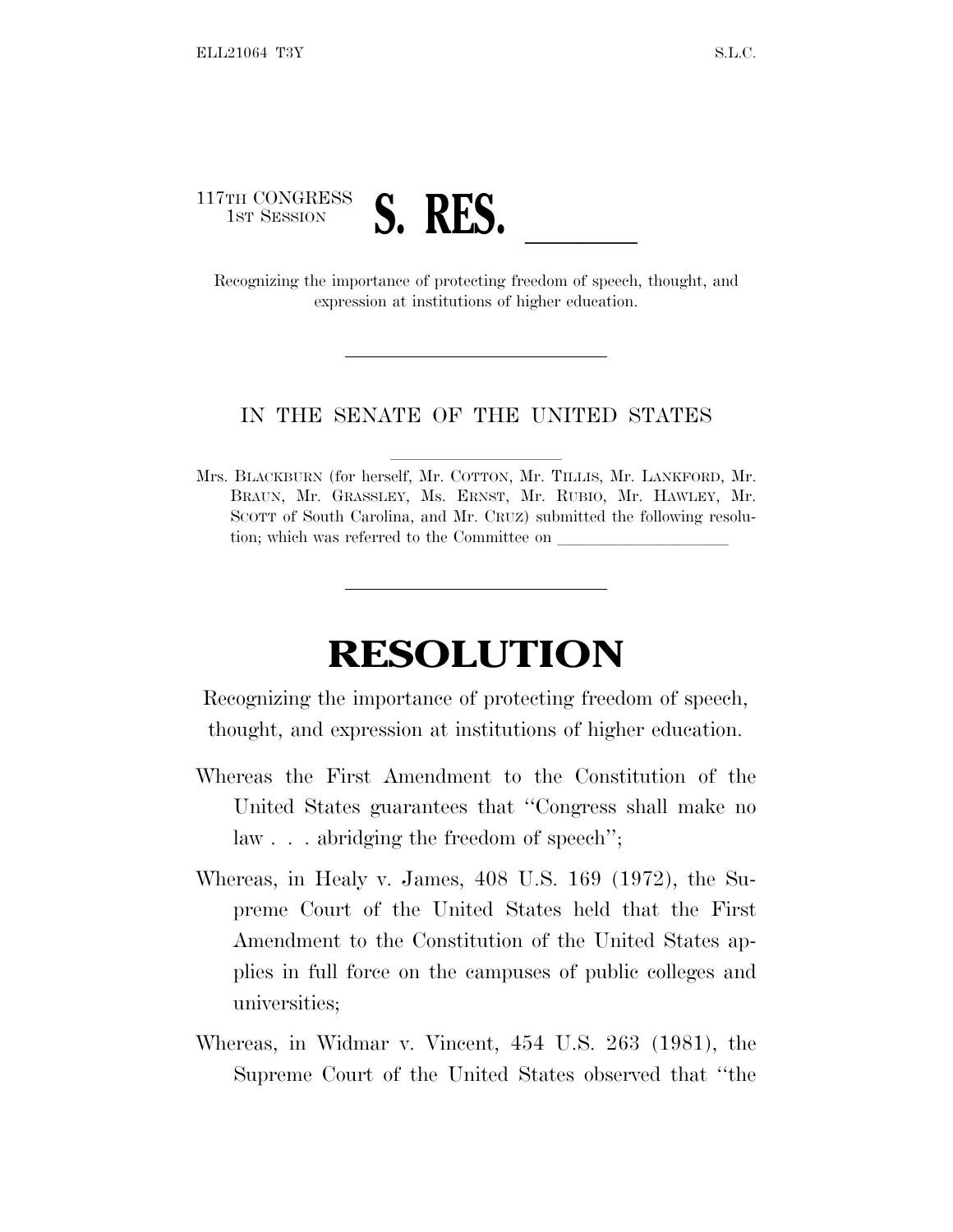117TH CONGRESS
1ST SESSION

# S. RES. ______

Recognizing the importance of protecting freedom of speech, thought, and expression at institutions of higher education.

---

IN THE SENATE OF THE UNITED STATES

Mrs. BLACKBURN (for herself, Mr. COTTON, Mr. TILLIS, Mr. LANKFORD, Mr. BRAUN, Mr. GRASSLEY, Ms. ERNST, Mr. RUBIO, Mr. HAWLEY, Mr. SCOTT of South Carolina, and Mr. CRUZ) submitted the following resolution; which was referred to the Committee on ____________________

---

# RESOLUTION

Recognizing the importance of protecting freedom of speech, thought, and expression at institutions of higher education.

Whereas the First Amendment to the Constitution of the United States guarantees that "Congress shall make no law . . . abridging the freedom of speech";

Whereas, in Healy v. James, 408 U.S. 169 (1972), the Supreme Court of the United States held that the First Amendment to the Constitution of the United States applies in full force on the campuses of public colleges and universities;

Whereas, in Widmar v. Vincent, 454 U.S. 263 (1981), the Supreme Court of the United States observed that "the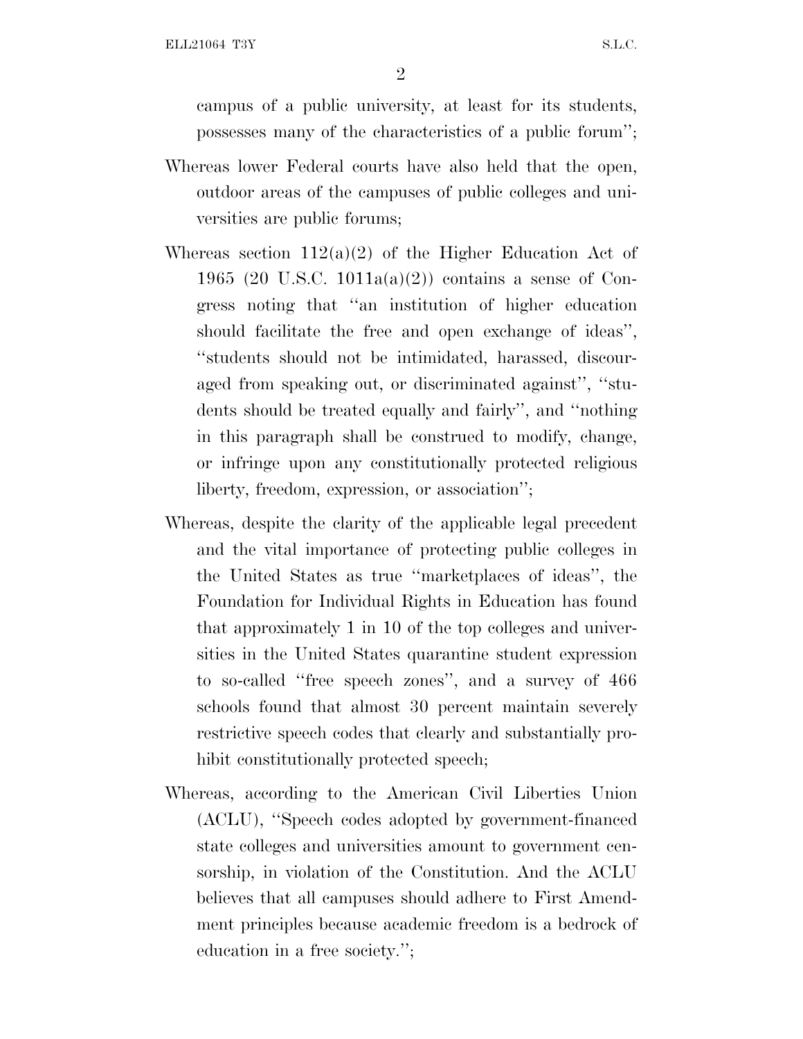campus of a public university, at least for its students, possesses many of the characteristics of a public forum'';

Whereas lower Federal courts have also held that the open, outdoor areas of the campuses of public colleges and universities are public forums;

Whereas section 112(a)(2) of the Higher Education Act of 1965 (20 U.S.C. 1011a(a)(2)) contains a sense of Congress noting that ''an institution of higher education should facilitate the free and open exchange of ideas'', ''students should not be intimidated, harassed, discouraged from speaking out, or discriminated against'', ''students should be treated equally and fairly'', and ''nothing in this paragraph shall be construed to modify, change, or infringe upon any constitutionally protected religious liberty, freedom, expression, or association'';

Whereas, despite the clarity of the applicable legal precedent and the vital importance of protecting public colleges in the United States as true ''marketplaces of ideas'', the Foundation for Individual Rights in Education has found that approximately 1 in 10 of the top colleges and universities in the United States quarantine student expression to so-called ''free speech zones'', and a survey of 466 schools found that almost 30 percent maintain severely restrictive speech codes that clearly and substantially prohibit constitutionally protected speech;

Whereas, according to the American Civil Liberties Union (ACLU), ''Speech codes adopted by government-financed state colleges and universities amount to government censorship, in violation of the Constitution. And the ACLU believes that all campuses should adhere to First Amendment principles because academic freedom is a bedrock of education in a free society.'';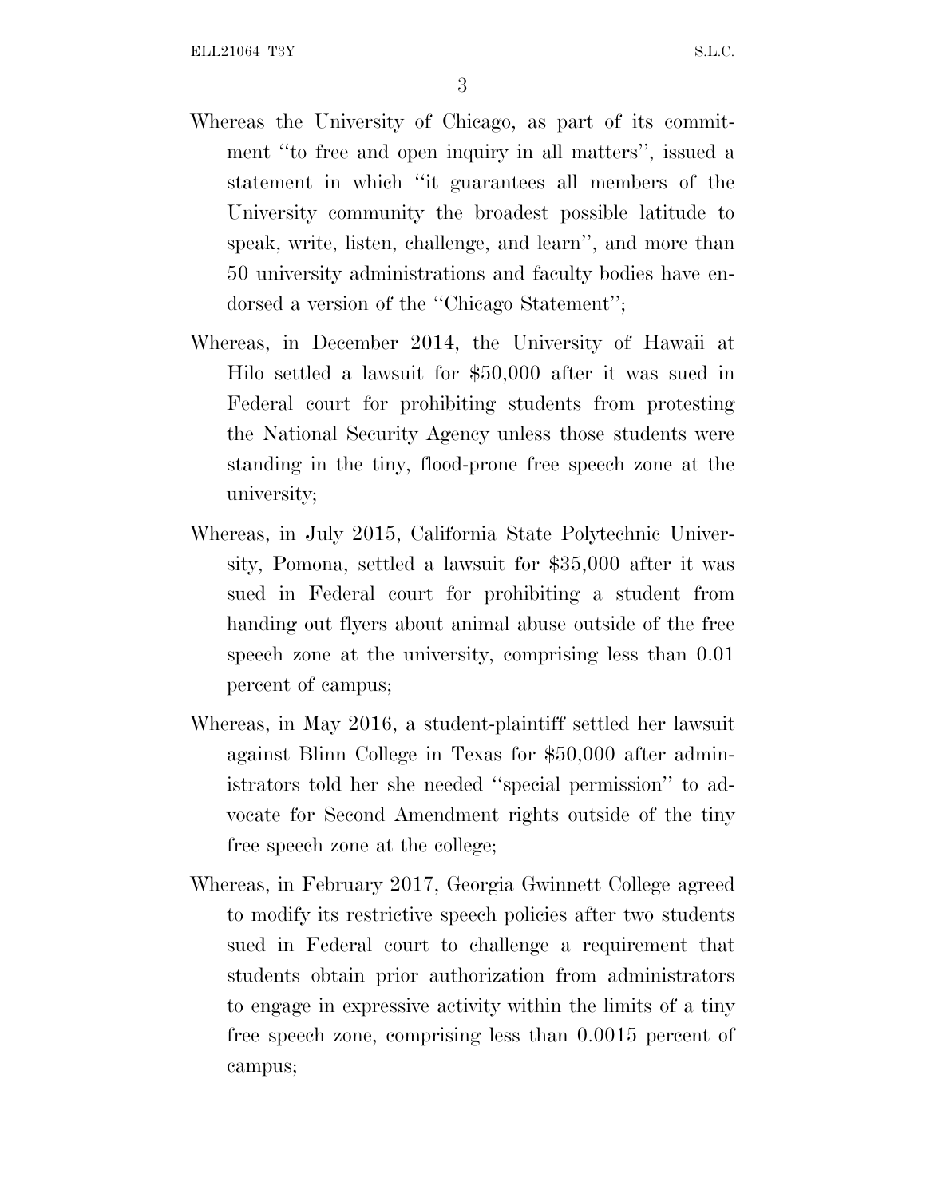Whereas the University of Chicago, as part of its commitment "to free and open inquiry in all matters", issued a statement in which "it guarantees all members of the University community the broadest possible latitude to speak, write, listen, challenge, and learn", and more than 50 university administrations and faculty bodies have endorsed a version of the "Chicago Statement";

Whereas, in December 2014, the University of Hawaii at Hilo settled a lawsuit for $50,000 after it was sued in Federal court for prohibiting students from protesting the National Security Agency unless those students were standing in the tiny, flood-prone free speech zone at the university;

Whereas, in July 2015, California State Polytechnic University, Pomona, settled a lawsuit for $35,000 after it was sued in Federal court for prohibiting a student from handing out flyers about animal abuse outside of the free speech zone at the university, comprising less than 0.01 percent of campus;

Whereas, in May 2016, a student-plaintiff settled her lawsuit against Blinn College in Texas for $50,000 after administrators told her she needed "special permission" to advocate for Second Amendment rights outside of the tiny free speech zone at the college;

Whereas, in February 2017, Georgia Gwinnett College agreed to modify its restrictive speech policies after two students sued in Federal court to challenge a requirement that students obtain prior authorization from administrators to engage in expressive activity within the limits of a tiny free speech zone, comprising less than 0.0015 percent of campus;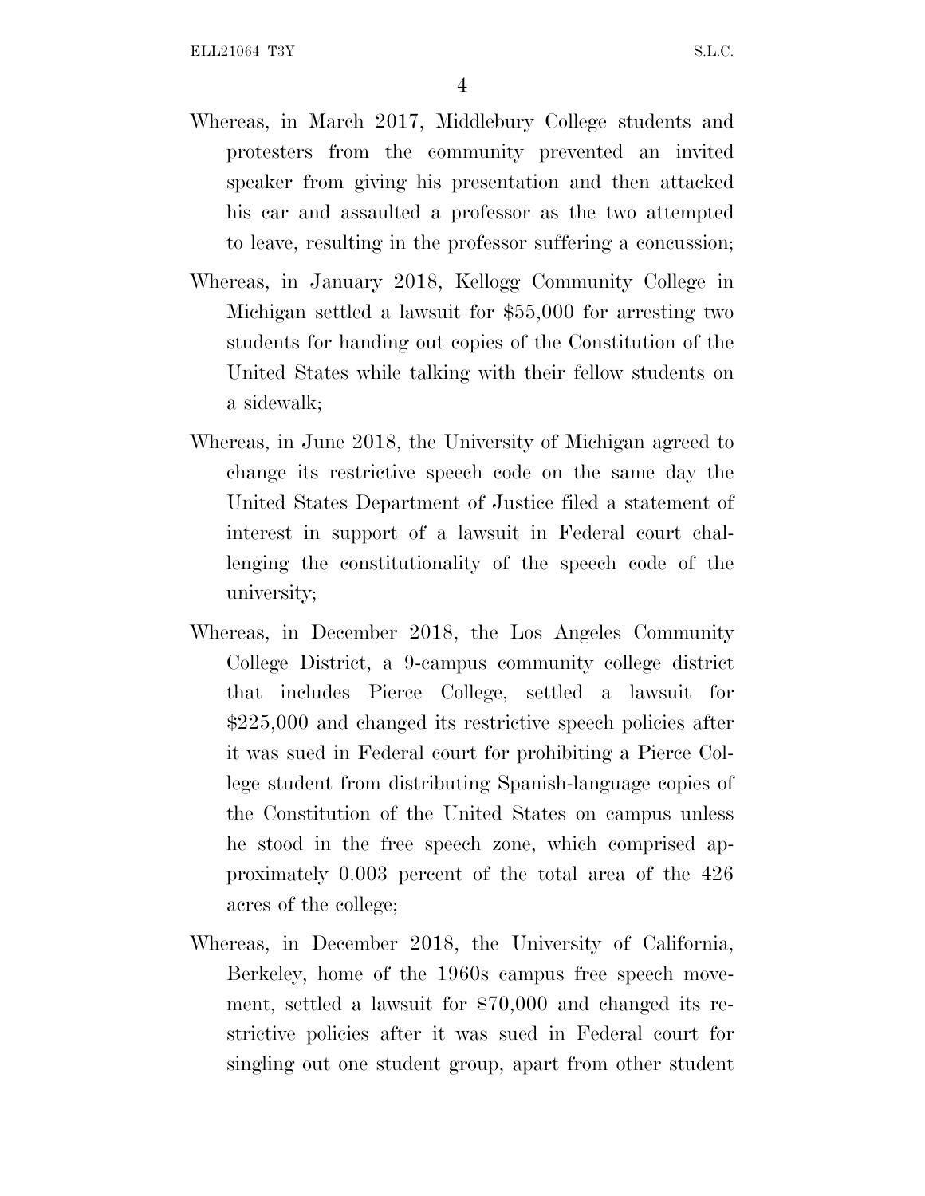Whereas, in March 2017, Middlebury College students and protesters from the community prevented an invited speaker from giving his presentation and then attacked his car and assaulted a professor as the two attempted to leave, resulting in the professor suffering a concussion;

Whereas, in January 2018, Kellogg Community College in Michigan settled a lawsuit for $55,000 for arresting two students for handing out copies of the Constitution of the United States while talking with their fellow students on a sidewalk;

Whereas, in June 2018, the University of Michigan agreed to change its restrictive speech code on the same day the United States Department of Justice filed a statement of interest in support of a lawsuit in Federal court challenging the constitutionality of the speech code of the university;

Whereas, in December 2018, the Los Angeles Community College District, a 9-campus community college district that includes Pierce College, settled a lawsuit for $225,000 and changed its restrictive speech policies after it was sued in Federal court for prohibiting a Pierce College student from distributing Spanish-language copies of the Constitution of the United States on campus unless he stood in the free speech zone, which comprised approximately 0.003 percent of the total area of the 426 acres of the college;

Whereas, in December 2018, the University of California, Berkeley, home of the 1960s campus free speech movement, settled a lawsuit for $70,000 and changed its restrictive policies after it was sued in Federal court for singling out one student group, apart from other student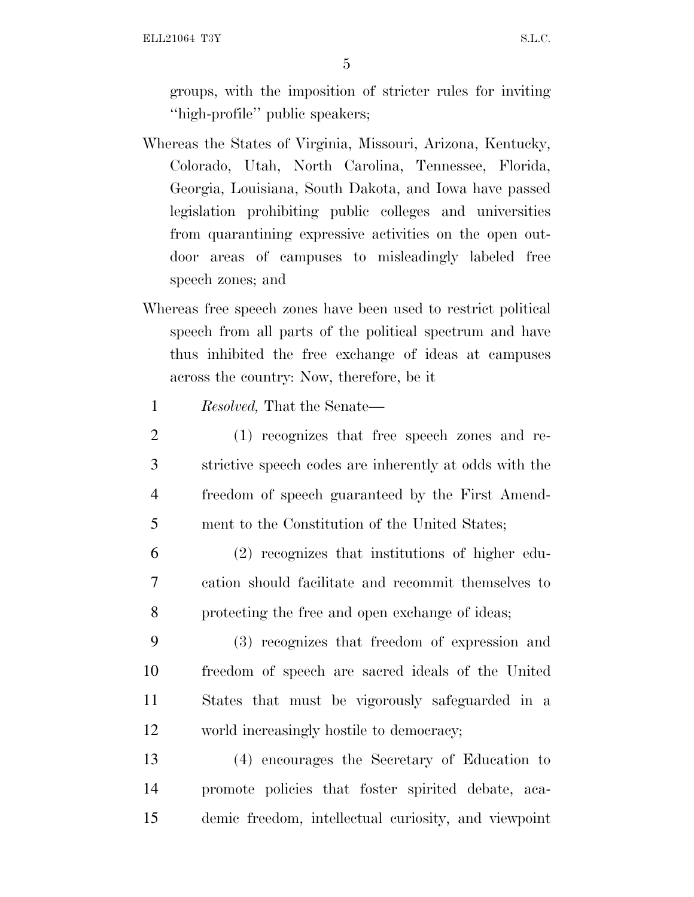groups, with the imposition of stricter rules for inviting "high-profile" public speakers;

Whereas the States of Virginia, Missouri, Arizona, Kentucky, Colorado, Utah, North Carolina, Tennessee, Florida, Georgia, Louisiana, South Dakota, and Iowa have passed legislation prohibiting public colleges and universities from quarantining expressive activities on the open outdoor areas of campuses to misleadingly labeled free speech zones; and

Whereas free speech zones have been used to restrict political speech from all parts of the political spectrum and have thus inhibited the free exchange of ideas at campuses across the country: Now, therefore, be it

*Resolved,* That the Senate—

(1) recognizes that free speech zones and restrictive speech codes are inherently at odds with the freedom of speech guaranteed by the First Amendment to the Constitution of the United States;

(2) recognizes that institutions of higher education should facilitate and recommit themselves to protecting the free and open exchange of ideas;

(3) recognizes that freedom of expression and freedom of speech are sacred ideals of the United States that must be vigorously safeguarded in a world increasingly hostile to democracy;

(4) encourages the Secretary of Education to promote policies that foster spirited debate, academic freedom, intellectual curiosity, and viewpoint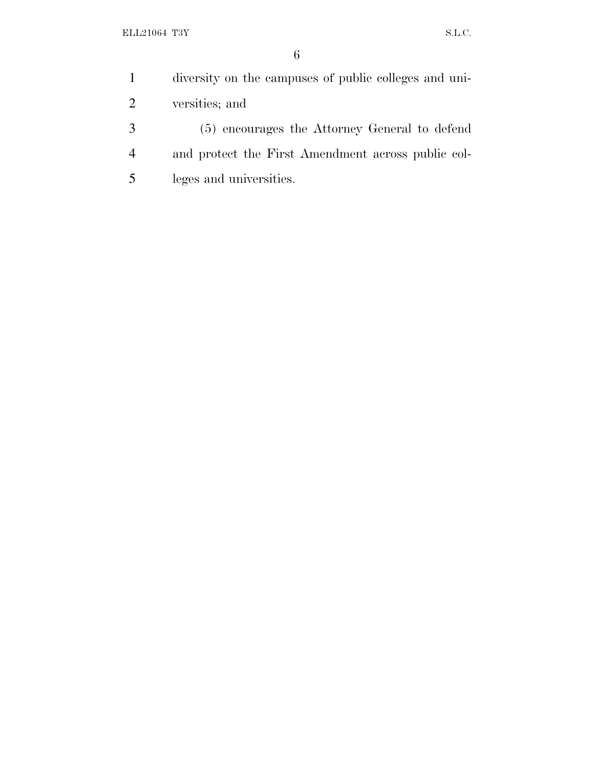diversity on the campuses of public colleges and universities; and

(5) encourages the Attorney General to defend and protect the First Amendment across public colleges and universities.